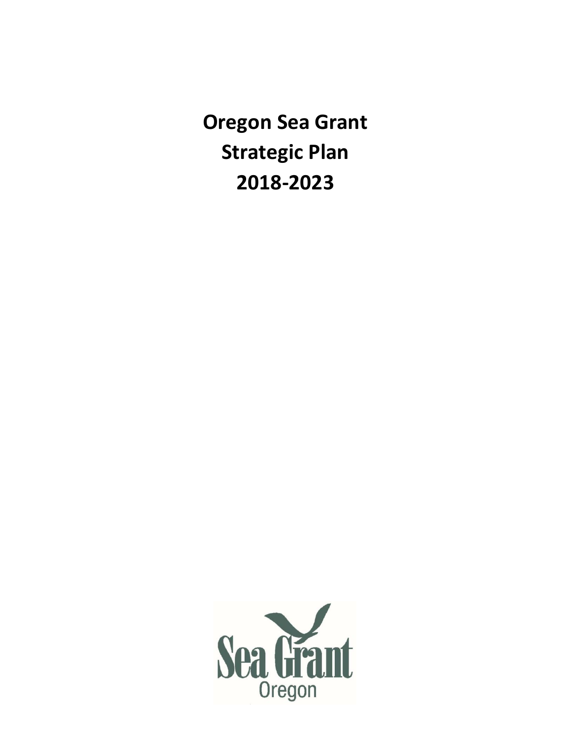# Oregon Sea Grant
# Strategic Plan
# 2018-2023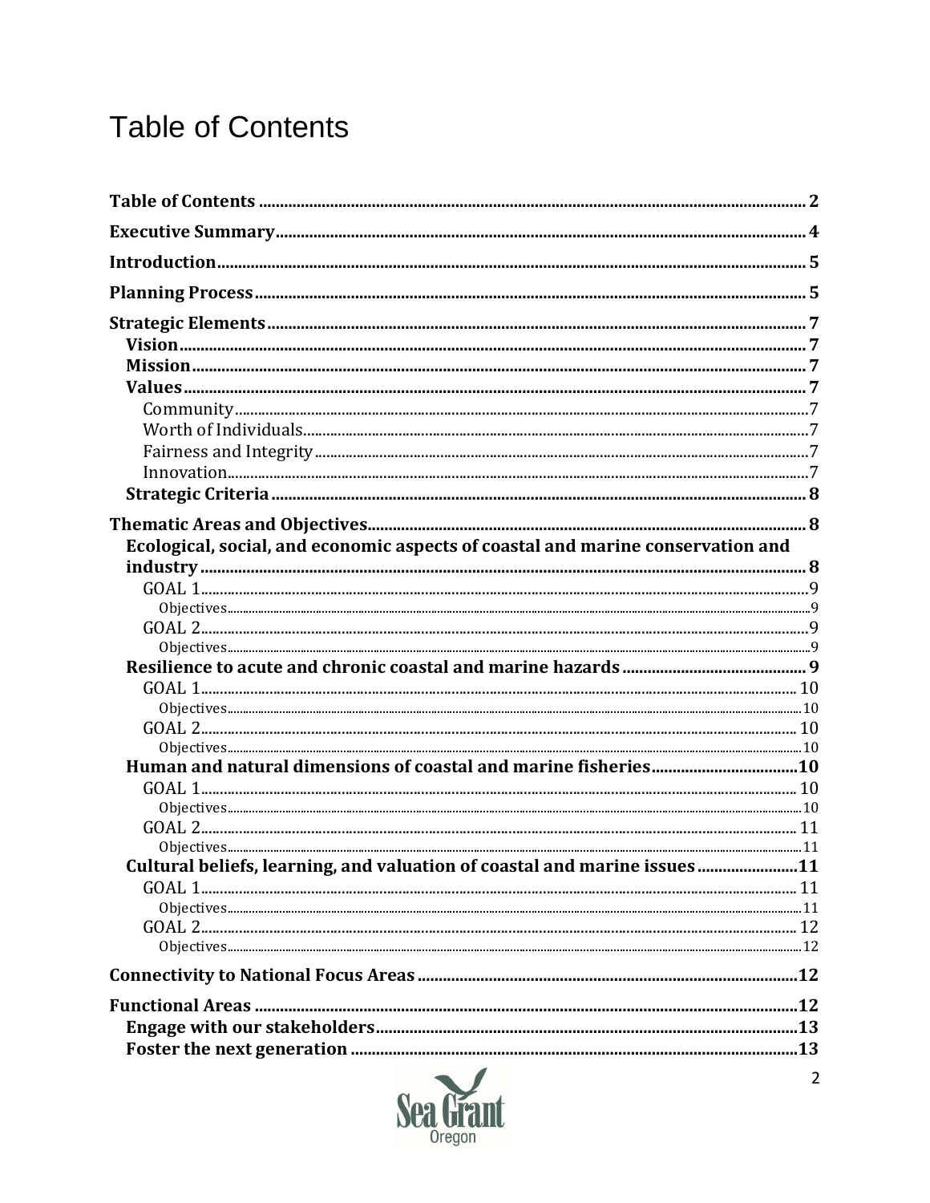# Table of Contents

| | |
|---|---|
| **Table of Contents** | **2** |
| **Executive Summary** | **4** |
| **Introduction** | **5** |
| **Planning Process** | **5** |
| **Strategic Elements** | **7** |
| **Vision** | **7** |
| **Mission** | **7** |
| **Values** | **7** |
| Community | 7 |
| Worth of Individuals | 7 |
| Fairness and Integrity | 7 |
| Innovation | 7 |
| **Strategic Criteria** | **8** |
| **Thematic Areas and Objectives** | **8** |
| **Ecological, social, and economic aspects of coastal and marine conservation and industry** | **8** |
| GOAL 1 | 9 |
| Objectives | 9 |
| GOAL 2 | 9 |
| Objectives | 9 |
| **Resilience to acute and chronic coastal and marine hazards** | **9** |
| GOAL 1 | 10 |
| Objectives | 10 |
| GOAL 2 | 10 |
| Objectives | 10 |
| **Human and natural dimensions of coastal and marine fisheries** | **10** |
| GOAL 1 | 10 |
| Objectives | 10 |
| GOAL 2 | 11 |
| Objectives | 11 |
| **Cultural beliefs, learning, and valuation of coastal and marine issues** | **11** |
| GOAL 1 | 11 |
| Objectives | 11 |
| GOAL 2 | 12 |
| Objectives | 12 |
| **Connectivity to National Focus Areas** | **12** |
| **Functional Areas** | **12** |
| **Engage with our stakeholders** | **13** |
| **Foster the next generation** | **13** |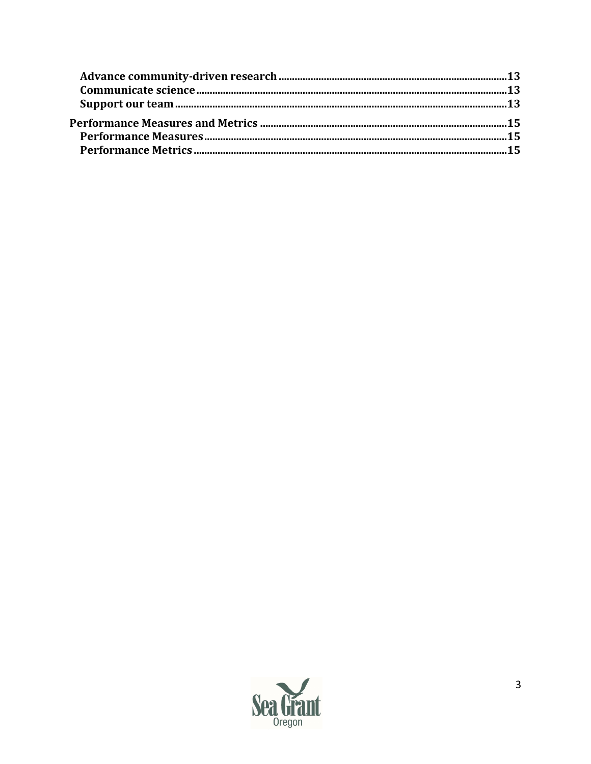- Advance community-driven research .......... 13
- Communicate science .......... 13
- Support our team .......... 13

**Performance Measures and Metrics** .......... 15

- Performance Measures .......... 15
- Performance Metrics .......... 15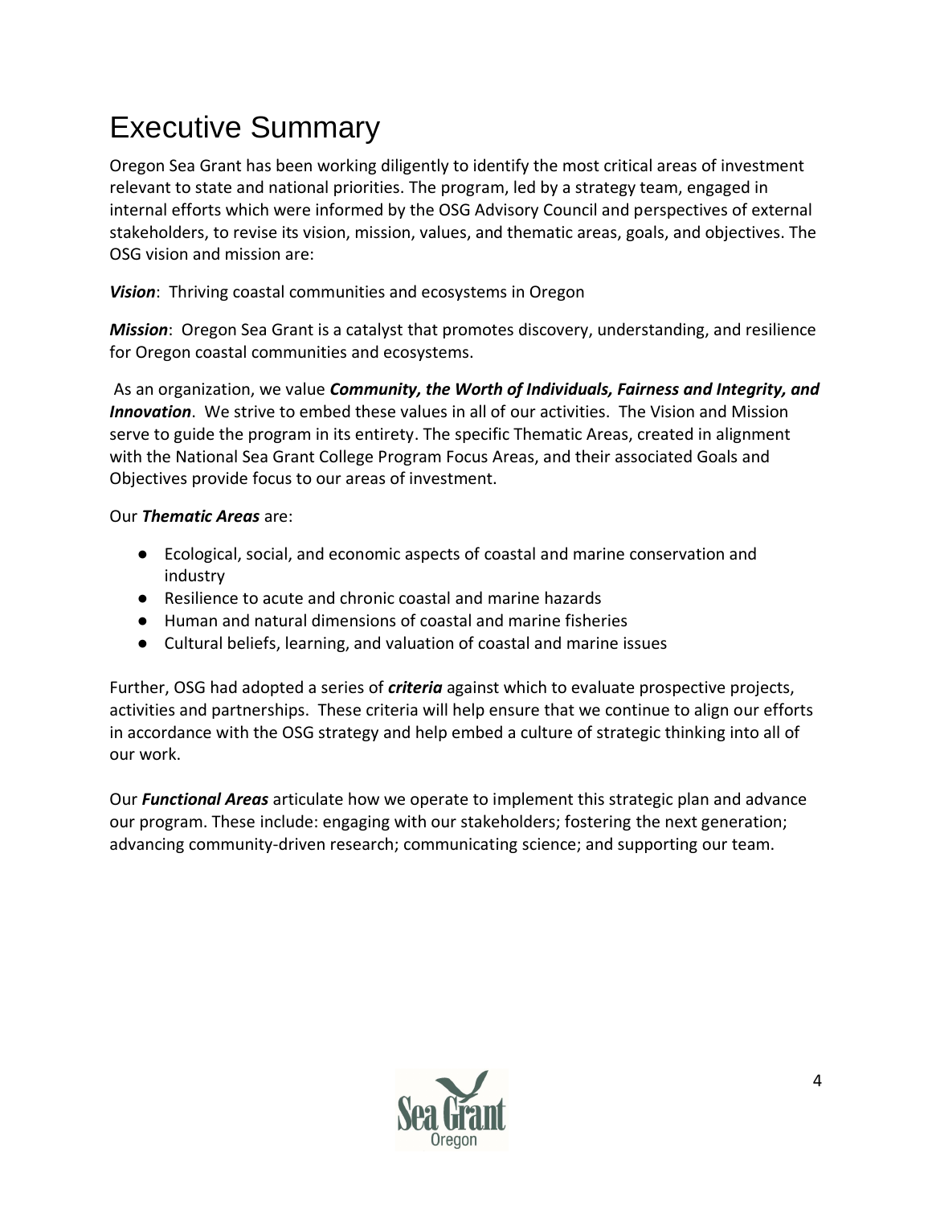# Executive Summary

Oregon Sea Grant has been working diligently to identify the most critical areas of investment relevant to state and national priorities. The program, led by a strategy team, engaged in internal efforts which were informed by the OSG Advisory Council and perspectives of external stakeholders, to revise its vision, mission, values, and thematic areas, goals, and objectives. The OSG vision and mission are:

***Vision***: Thriving coastal communities and ecosystems in Oregon

***Mission***: Oregon Sea Grant is a catalyst that promotes discovery, understanding, and resilience for Oregon coastal communities and ecosystems.

As an organization, we value ***Community, the Worth of Individuals, Fairness and Integrity, and Innovation***. We strive to embed these values in all of our activities. The Vision and Mission serve to guide the program in its entirety. The specific Thematic Areas, created in alignment with the National Sea Grant College Program Focus Areas, and their associated Goals and Objectives provide focus to our areas of investment.

Our ***Thematic Areas*** are:

- Ecological, social, and economic aspects of coastal and marine conservation and industry
- Resilience to acute and chronic coastal and marine hazards
- Human and natural dimensions of coastal and marine fisheries
- Cultural beliefs, learning, and valuation of coastal and marine issues

Further, OSG had adopted a series of ***criteria*** against which to evaluate prospective projects, activities and partnerships. These criteria will help ensure that we continue to align our efforts in accordance with the OSG strategy and help embed a culture of strategic thinking into all of our work.

Our ***Functional Areas*** articulate how we operate to implement this strategic plan and advance our program. These include: engaging with our stakeholders; fostering the next generation; advancing community-driven research; communicating science; and supporting our team.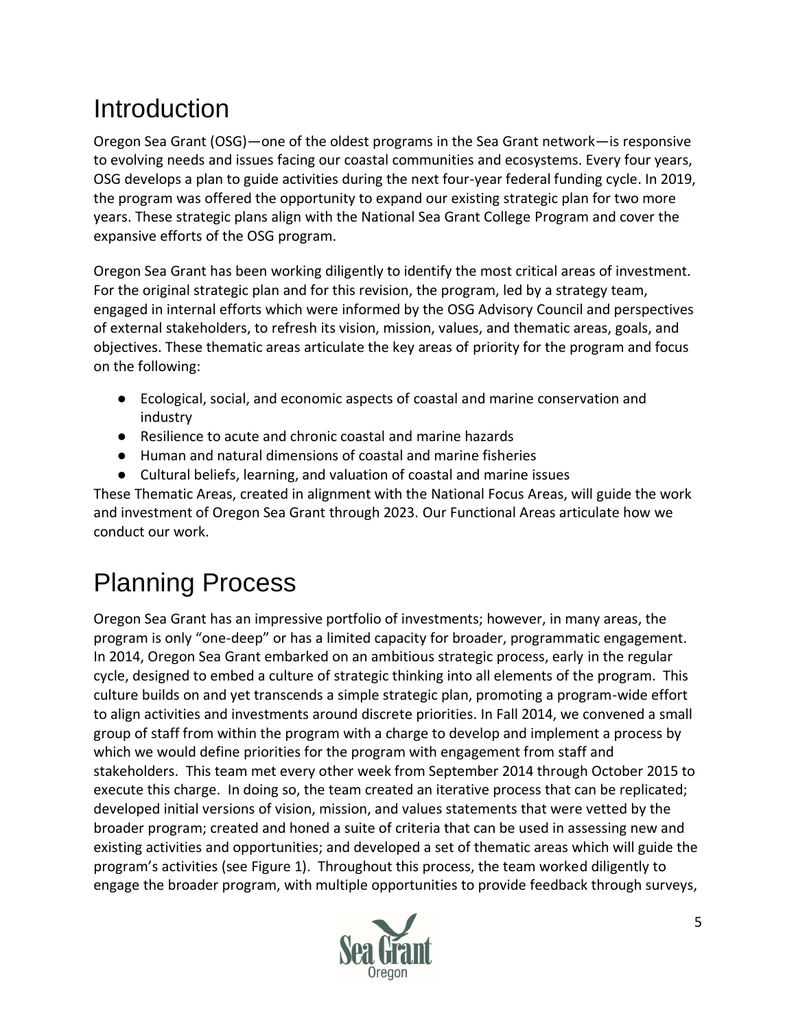# Introduction

Oregon Sea Grant (OSG)—one of the oldest programs in the Sea Grant network—is responsive to evolving needs and issues facing our coastal communities and ecosystems. Every four years, OSG develops a plan to guide activities during the next four-year federal funding cycle. In 2019, the program was offered the opportunity to expand our existing strategic plan for two more years. These strategic plans align with the National Sea Grant College Program and cover the expansive efforts of the OSG program.

Oregon Sea Grant has been working diligently to identify the most critical areas of investment. For the original strategic plan and for this revision, the program, led by a strategy team, engaged in internal efforts which were informed by the OSG Advisory Council and perspectives of external stakeholders, to refresh its vision, mission, values, and thematic areas, goals, and objectives. These thematic areas articulate the key areas of priority for the program and focus on the following:

- Ecological, social, and economic aspects of coastal and marine conservation and industry
- Resilience to acute and chronic coastal and marine hazards
- Human and natural dimensions of coastal and marine fisheries
- Cultural beliefs, learning, and valuation of coastal and marine issues

These Thematic Areas, created in alignment with the National Focus Areas, will guide the work and investment of Oregon Sea Grant through 2023. Our Functional Areas articulate how we conduct our work.

# Planning Process

Oregon Sea Grant has an impressive portfolio of investments; however, in many areas, the program is only "one-deep" or has a limited capacity for broader, programmatic engagement. In 2014, Oregon Sea Grant embarked on an ambitious strategic process, early in the regular cycle, designed to embed a culture of strategic thinking into all elements of the program. This culture builds on and yet transcends a simple strategic plan, promoting a program-wide effort to align activities and investments around discrete priorities. In Fall 2014, we convened a small group of staff from within the program with a charge to develop and implement a process by which we would define priorities for the program with engagement from staff and stakeholders. This team met every other week from September 2014 through October 2015 to execute this charge. In doing so, the team created an iterative process that can be replicated; developed initial versions of vision, mission, and values statements that were vetted by the broader program; created and honed a suite of criteria that can be used in assessing new and existing activities and opportunities; and developed a set of thematic areas which will guide the program's activities (see Figure 1). Throughout this process, the team worked diligently to engage the broader program, with multiple opportunities to provide feedback through surveys,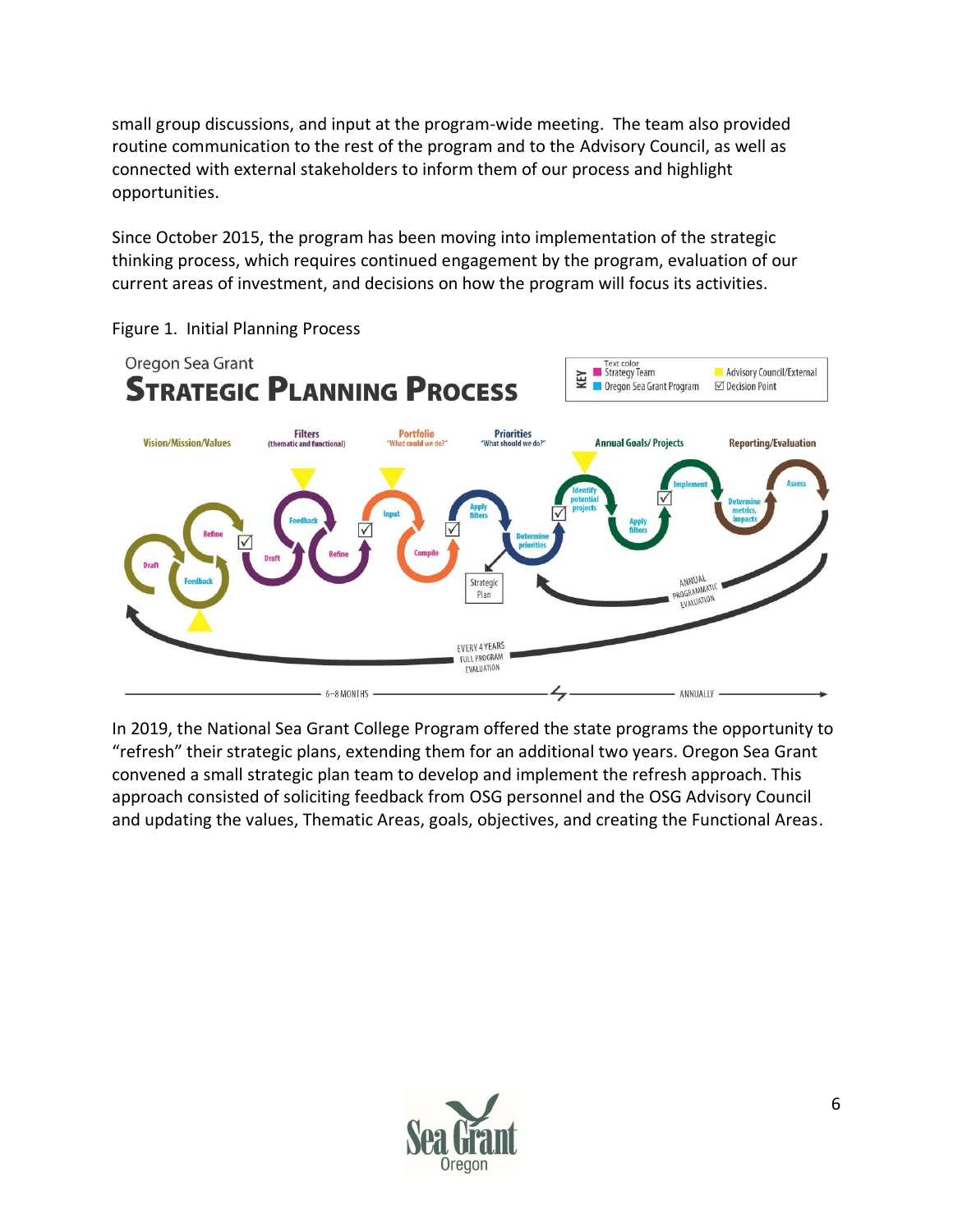small group discussions, and input at the program-wide meeting. The team also provided routine communication to the rest of the program and to the Advisory Council, as well as connected with external stakeholders to inform them of our process and highlight opportunities.

Since October 2015, the program has been moving into implementation of the strategic thinking process, which requires continued engagement by the program, evaluation of our current areas of investment, and decisions on how the program will focus its activities.

Figure 1. Initial Planning Process

In 2019, the National Sea Grant College Program offered the state programs the opportunity to “refresh” their strategic plans, extending them for an additional two years. Oregon Sea Grant convened a small strategic plan team to develop and implement the refresh approach. This approach consisted of soliciting feedback from OSG personnel and the OSG Advisory Council and updating the values, Thematic Areas, goals, objectives, and creating the Functional Areas.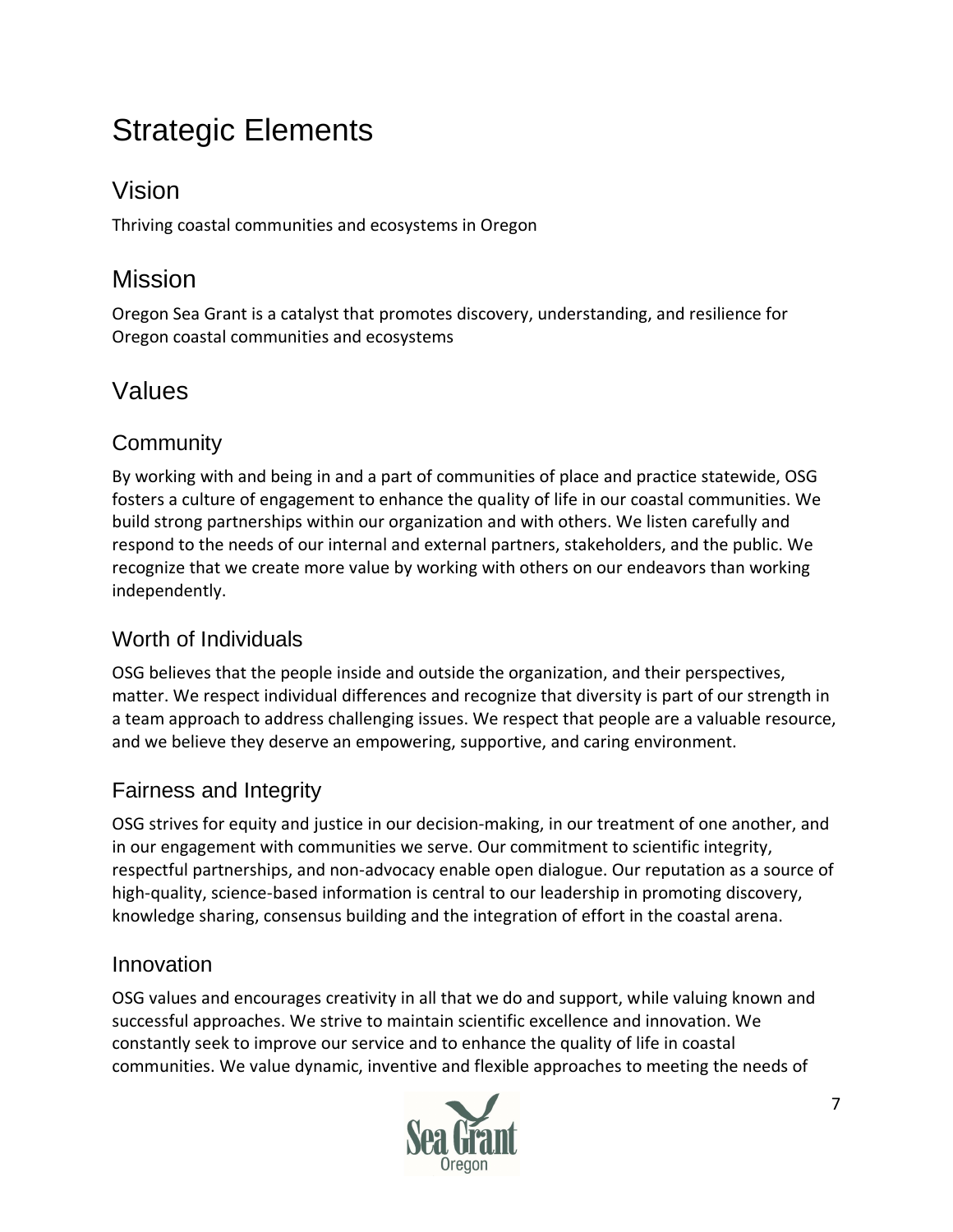# Strategic Elements

## Vision

Thriving coastal communities and ecosystems in Oregon

## Mission

Oregon Sea Grant is a catalyst that promotes discovery, understanding, and resilience for Oregon coastal communities and ecosystems

## Values

### Community

By working with and being in and a part of communities of place and practice statewide, OSG fosters a culture of engagement to enhance the quality of life in our coastal communities. We build strong partnerships within our organization and with others. We listen carefully and respond to the needs of our internal and external partners, stakeholders, and the public. We recognize that we create more value by working with others on our endeavors than working independently.

### Worth of Individuals

OSG believes that the people inside and outside the organization, and their perspectives, matter. We respect individual differences and recognize that diversity is part of our strength in a team approach to address challenging issues. We respect that people are a valuable resource, and we believe they deserve an empowering, supportive, and caring environment.

### Fairness and Integrity

OSG strives for equity and justice in our decision-making, in our treatment of one another, and in our engagement with communities we serve. Our commitment to scientific integrity, respectful partnerships, and non-advocacy enable open dialogue. Our reputation as a source of high-quality, science-based information is central to our leadership in promoting discovery, knowledge sharing, consensus building and the integration of effort in the coastal arena.

### Innovation

OSG values and encourages creativity in all that we do and support, while valuing known and successful approaches. We strive to maintain scientific excellence and innovation. We constantly seek to improve our service and to enhance the quality of life in coastal communities. We value dynamic, inventive and flexible approaches to meeting the needs of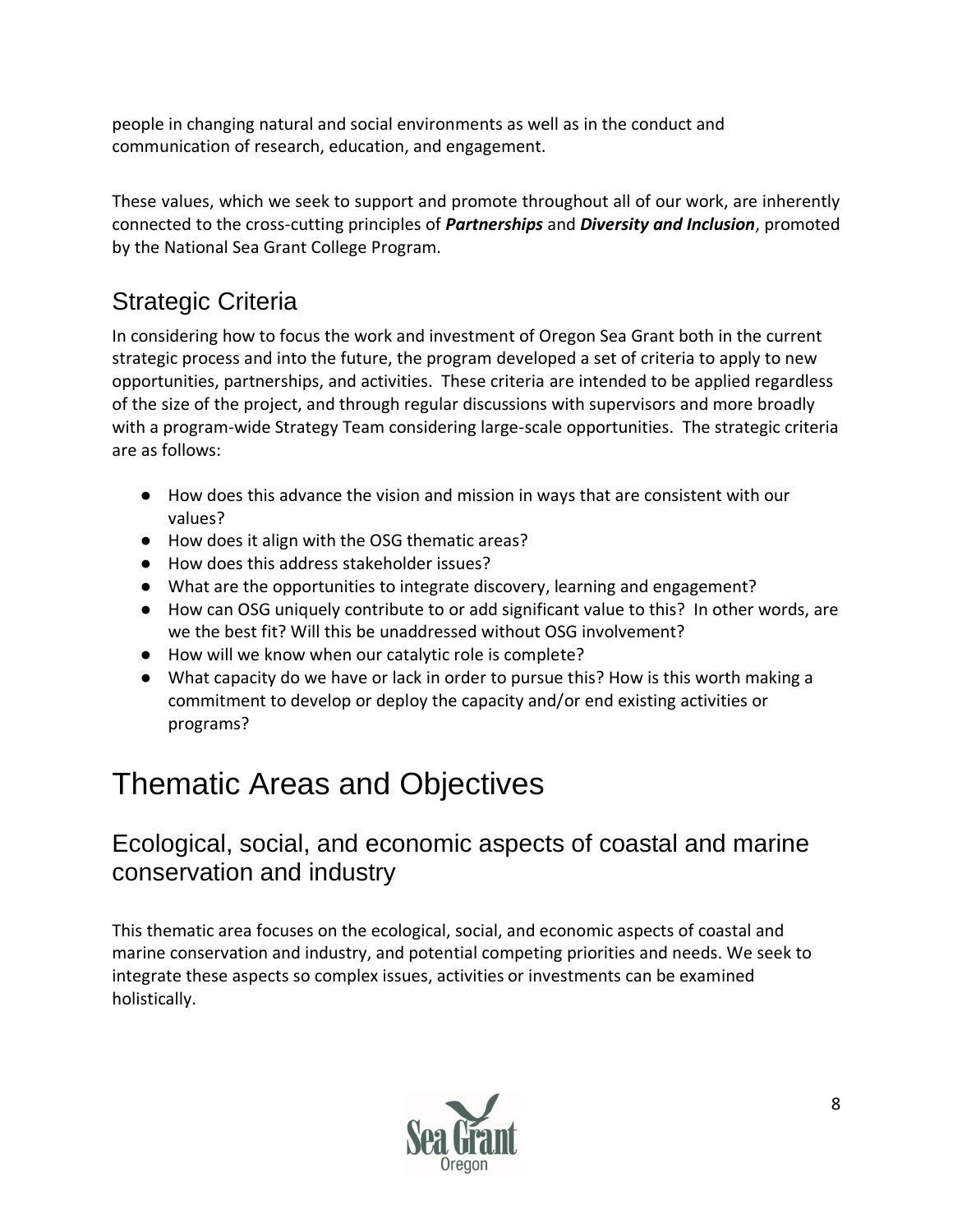people in changing natural and social environments as well as in the conduct and communication of research, education, and engagement.

These values, which we seek to support and promote throughout all of our work, are inherently connected to the cross-cutting principles of ***Partnerships*** and ***Diversity and Inclusion***, promoted by the National Sea Grant College Program.

## Strategic Criteria

In considering how to focus the work and investment of Oregon Sea Grant both in the current strategic process and into the future, the program developed a set of criteria to apply to new opportunities, partnerships, and activities. These criteria are intended to be applied regardless of the size of the project, and through regular discussions with supervisors and more broadly with a program-wide Strategy Team considering large-scale opportunities. The strategic criteria are as follows:

- How does this advance the vision and mission in ways that are consistent with our values?
- How does it align with the OSG thematic areas?
- How does this address stakeholder issues?
- What are the opportunities to integrate discovery, learning and engagement?
- How can OSG uniquely contribute to or add significant value to this? In other words, are we the best fit? Will this be unaddressed without OSG involvement?
- How will we know when our catalytic role is complete?
- What capacity do we have or lack in order to pursue this? How is this worth making a commitment to develop or deploy the capacity and/or end existing activities or programs?

# Thematic Areas and Objectives

## Ecological, social, and economic aspects of coastal and marine conservation and industry

This thematic area focuses on the ecological, social, and economic aspects of coastal and marine conservation and industry, and potential competing priorities and needs. We seek to integrate these aspects so complex issues, activities or investments can be examined holistically.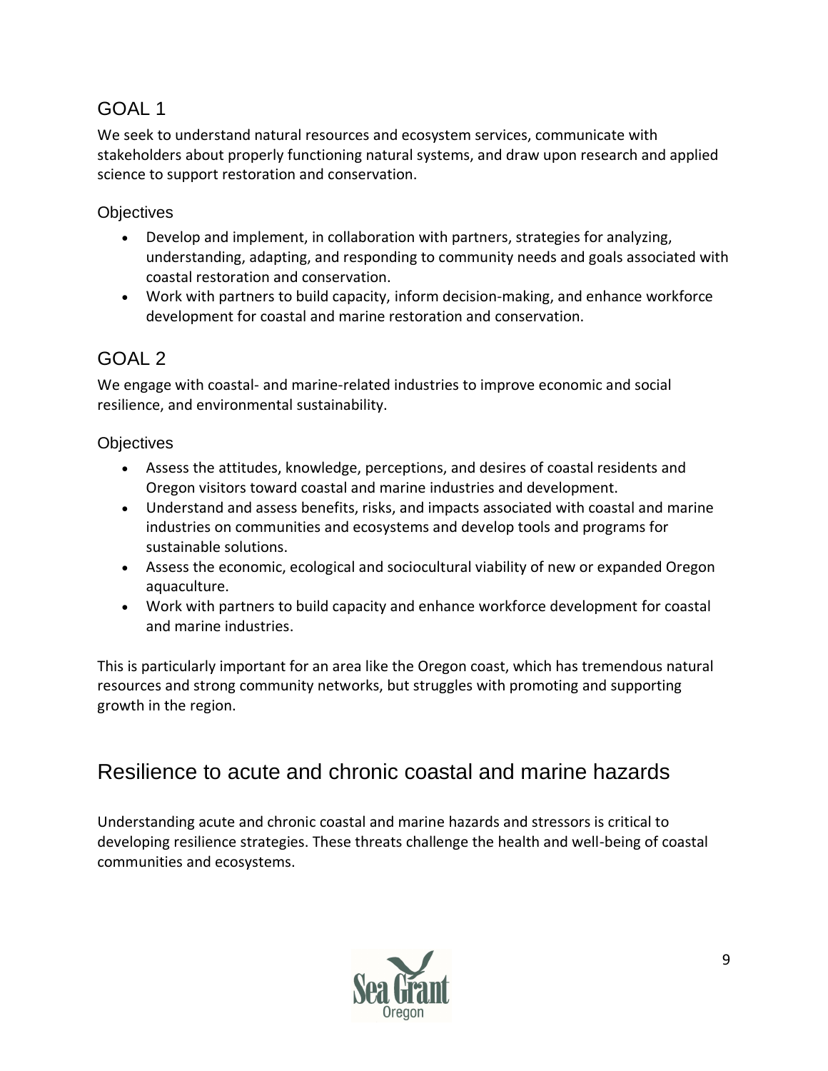## GOAL 1

We seek to understand natural resources and ecosystem services, communicate with stakeholders about properly functioning natural systems, and draw upon research and applied science to support restoration and conservation.

### Objectives

- Develop and implement, in collaboration with partners, strategies for analyzing, understanding, adapting, and responding to community needs and goals associated with coastal restoration and conservation.
- Work with partners to build capacity, inform decision-making, and enhance workforce development for coastal and marine restoration and conservation.

## GOAL 2

We engage with coastal- and marine-related industries to improve economic and social resilience, and environmental sustainability.

### Objectives

- Assess the attitudes, knowledge, perceptions, and desires of coastal residents and Oregon visitors toward coastal and marine industries and development.
- Understand and assess benefits, risks, and impacts associated with coastal and marine industries on communities and ecosystems and develop tools and programs for sustainable solutions.
- Assess the economic, ecological and sociocultural viability of new or expanded Oregon aquaculture.
- Work with partners to build capacity and enhance workforce development for coastal and marine industries.

This is particularly important for an area like the Oregon coast, which has tremendous natural resources and strong community networks, but struggles with promoting and supporting growth in the region.

# Resilience to acute and chronic coastal and marine hazards

Understanding acute and chronic coastal and marine hazards and stressors is critical to developing resilience strategies. These threats challenge the health and well-being of coastal communities and ecosystems.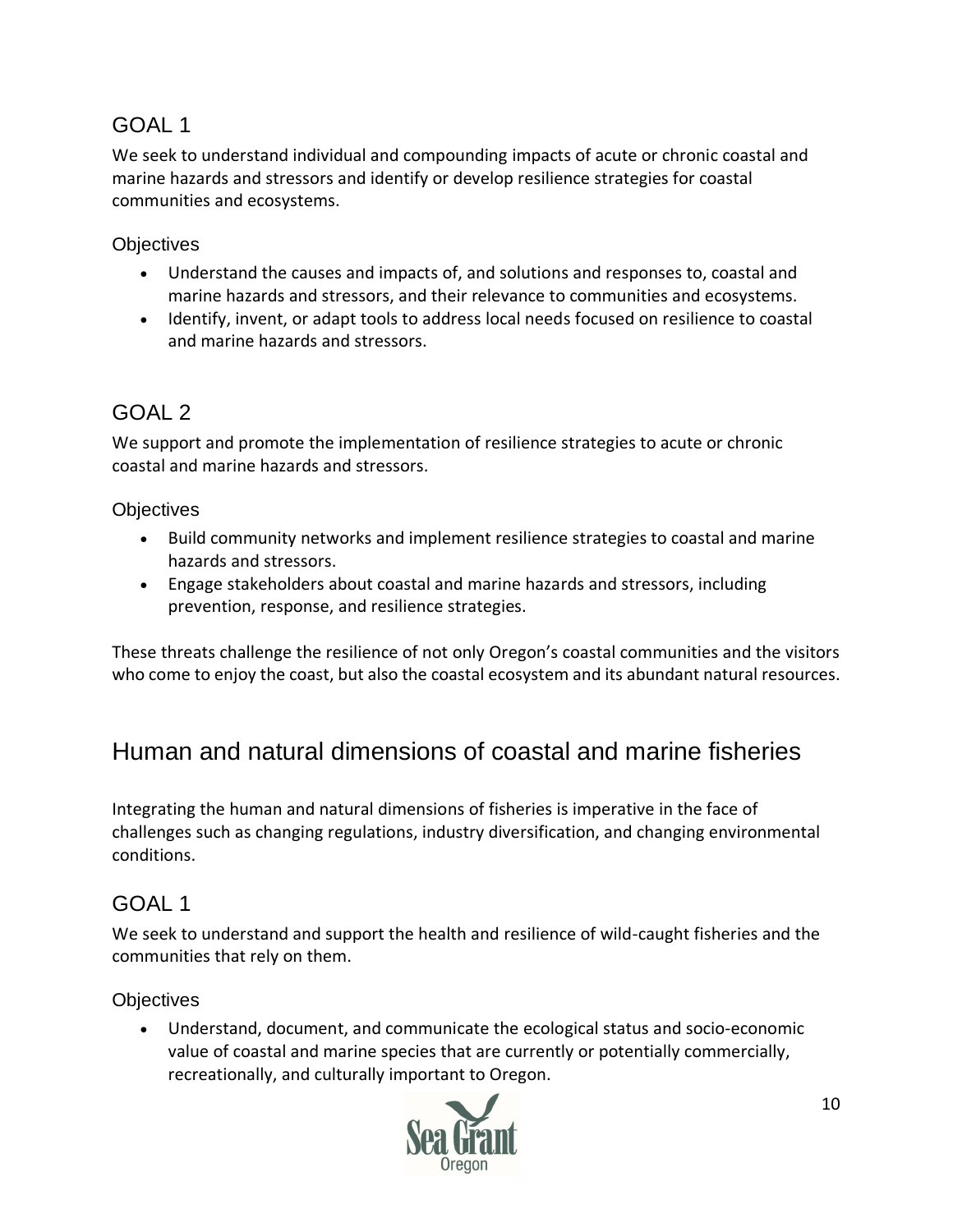### GOAL 1

We seek to understand individual and compounding impacts of acute or chronic coastal and marine hazards and stressors and identify or develop resilience strategies for coastal communities and ecosystems.

#### Objectives

- Understand the causes and impacts of, and solutions and responses to, coastal and marine hazards and stressors, and their relevance to communities and ecosystems.
- Identify, invent, or adapt tools to address local needs focused on resilience to coastal and marine hazards and stressors.

### GOAL 2

We support and promote the implementation of resilience strategies to acute or chronic coastal and marine hazards and stressors.

#### Objectives

- Build community networks and implement resilience strategies to coastal and marine hazards and stressors.
- Engage stakeholders about coastal and marine hazards and stressors, including prevention, response, and resilience strategies.

These threats challenge the resilience of not only Oregon's coastal communities and the visitors who come to enjoy the coast, but also the coastal ecosystem and its abundant natural resources.

## Human and natural dimensions of coastal and marine fisheries

Integrating the human and natural dimensions of fisheries is imperative in the face of challenges such as changing regulations, industry diversification, and changing environmental conditions.

### GOAL 1

We seek to understand and support the health and resilience of wild-caught fisheries and the communities that rely on them.

#### Objectives

- Understand, document, and communicate the ecological status and socio-economic value of coastal and marine species that are currently or potentially commercially, recreationally, and culturally important to Oregon.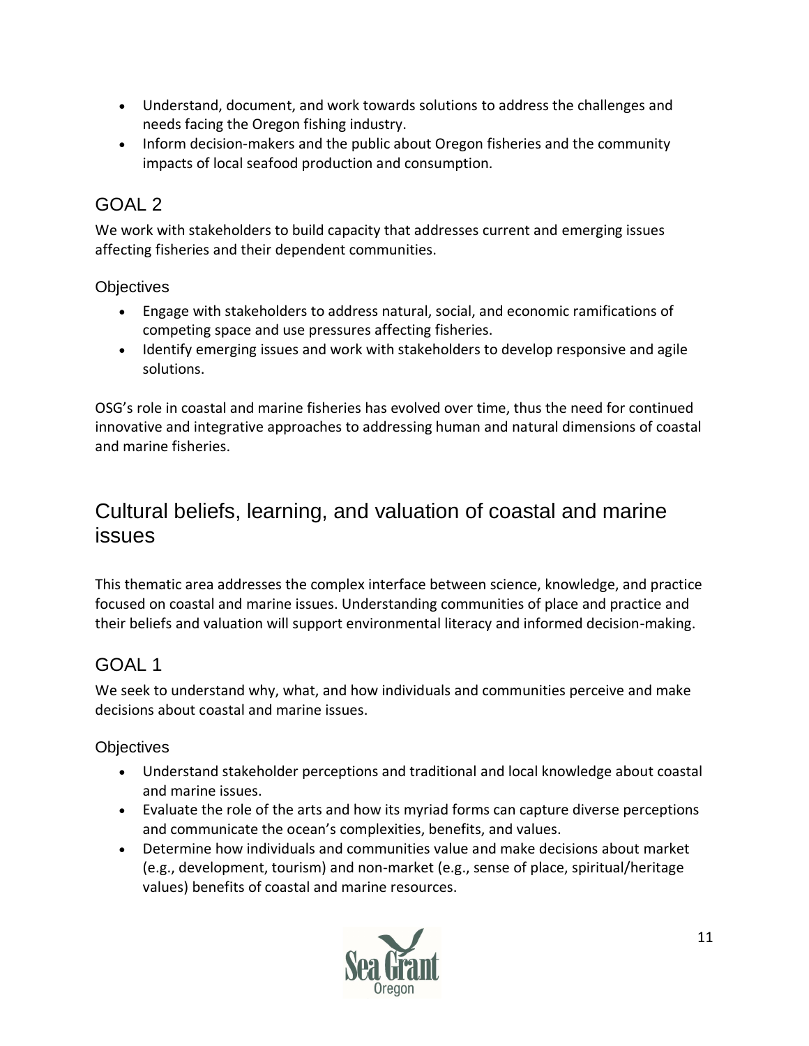- Understand, document, and work towards solutions to address the challenges and needs facing the Oregon fishing industry.
- Inform decision-makers and the public about Oregon fisheries and the community impacts of local seafood production and consumption.

### GOAL 2

We work with stakeholders to build capacity that addresses current and emerging issues affecting fisheries and their dependent communities.

#### Objectives

- Engage with stakeholders to address natural, social, and economic ramifications of competing space and use pressures affecting fisheries.
- Identify emerging issues and work with stakeholders to develop responsive and agile solutions.

OSG's role in coastal and marine fisheries has evolved over time, thus the need for continued innovative and integrative approaches to addressing human and natural dimensions of coastal and marine fisheries.

## Cultural beliefs, learning, and valuation of coastal and marine issues

This thematic area addresses the complex interface between science, knowledge, and practice focused on coastal and marine issues. Understanding communities of place and practice and their beliefs and valuation will support environmental literacy and informed decision-making.

### GOAL 1

We seek to understand why, what, and how individuals and communities perceive and make decisions about coastal and marine issues.

#### Objectives

- Understand stakeholder perceptions and traditional and local knowledge about coastal and marine issues.
- Evaluate the role of the arts and how its myriad forms can capture diverse perceptions and communicate the ocean's complexities, benefits, and values.
- Determine how individuals and communities value and make decisions about market (e.g., development, tourism) and non-market (e.g., sense of place, spiritual/heritage values) benefits of coastal and marine resources.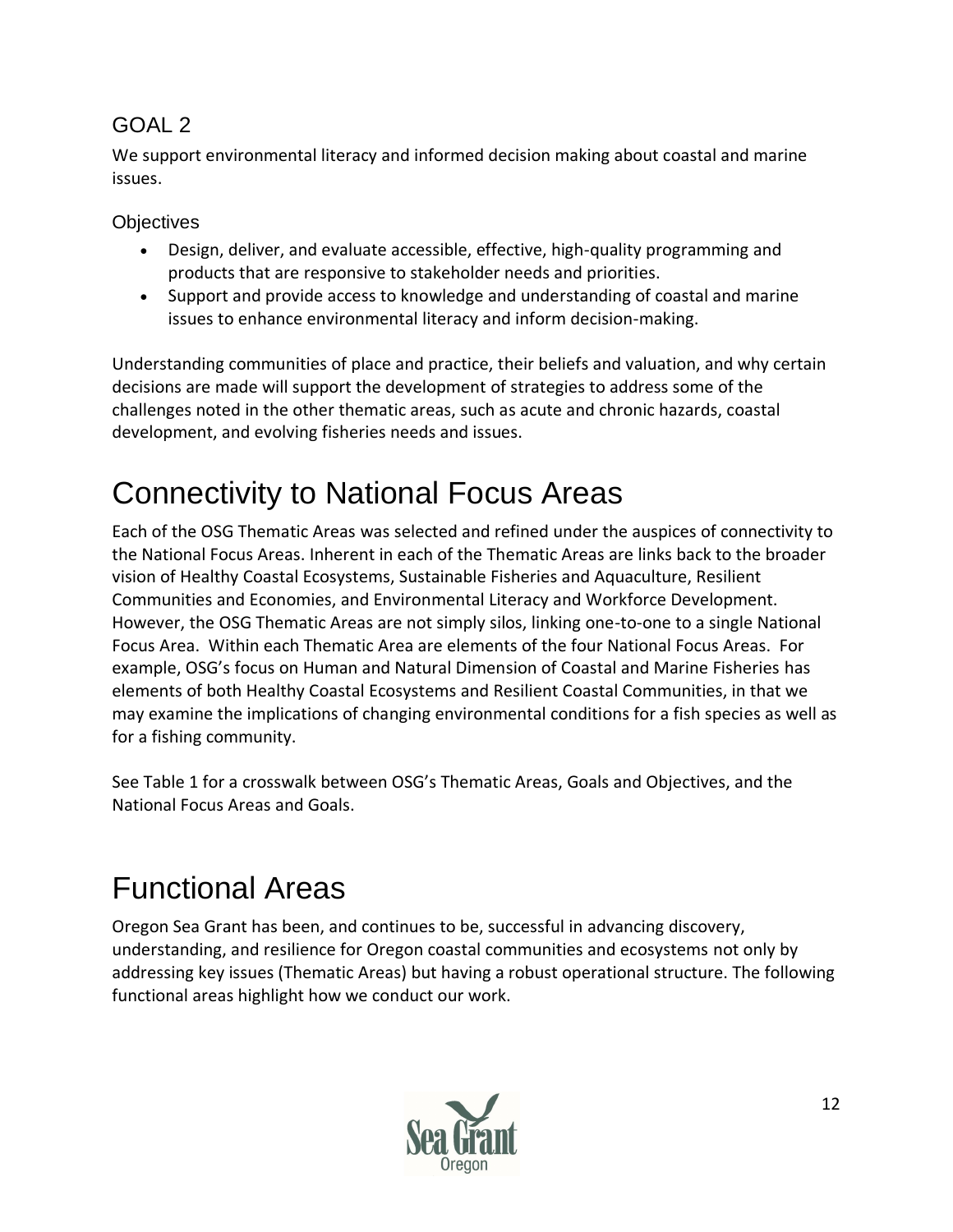### GOAL 2

We support environmental literacy and informed decision making about coastal and marine issues.

#### Objectives

- Design, deliver, and evaluate accessible, effective, high-quality programming and products that are responsive to stakeholder needs and priorities.
- Support and provide access to knowledge and understanding of coastal and marine issues to enhance environmental literacy and inform decision-making.

Understanding communities of place and practice, their beliefs and valuation, and why certain decisions are made will support the development of strategies to address some of the challenges noted in the other thematic areas, such as acute and chronic hazards, coastal development, and evolving fisheries needs and issues.

# Connectivity to National Focus Areas

Each of the OSG Thematic Areas was selected and refined under the auspices of connectivity to the National Focus Areas. Inherent in each of the Thematic Areas are links back to the broader vision of Healthy Coastal Ecosystems, Sustainable Fisheries and Aquaculture, Resilient Communities and Economies, and Environmental Literacy and Workforce Development. However, the OSG Thematic Areas are not simply silos, linking one-to-one to a single National Focus Area. Within each Thematic Area are elements of the four National Focus Areas. For example, OSG's focus on Human and Natural Dimension of Coastal and Marine Fisheries has elements of both Healthy Coastal Ecosystems and Resilient Coastal Communities, in that we may examine the implications of changing environmental conditions for a fish species as well as for a fishing community.

See Table 1 for a crosswalk between OSG's Thematic Areas, Goals and Objectives, and the National Focus Areas and Goals.

# Functional Areas

Oregon Sea Grant has been, and continues to be, successful in advancing discovery, understanding, and resilience for Oregon coastal communities and ecosystems not only by addressing key issues (Thematic Areas) but having a robust operational structure. The following functional areas highlight how we conduct our work.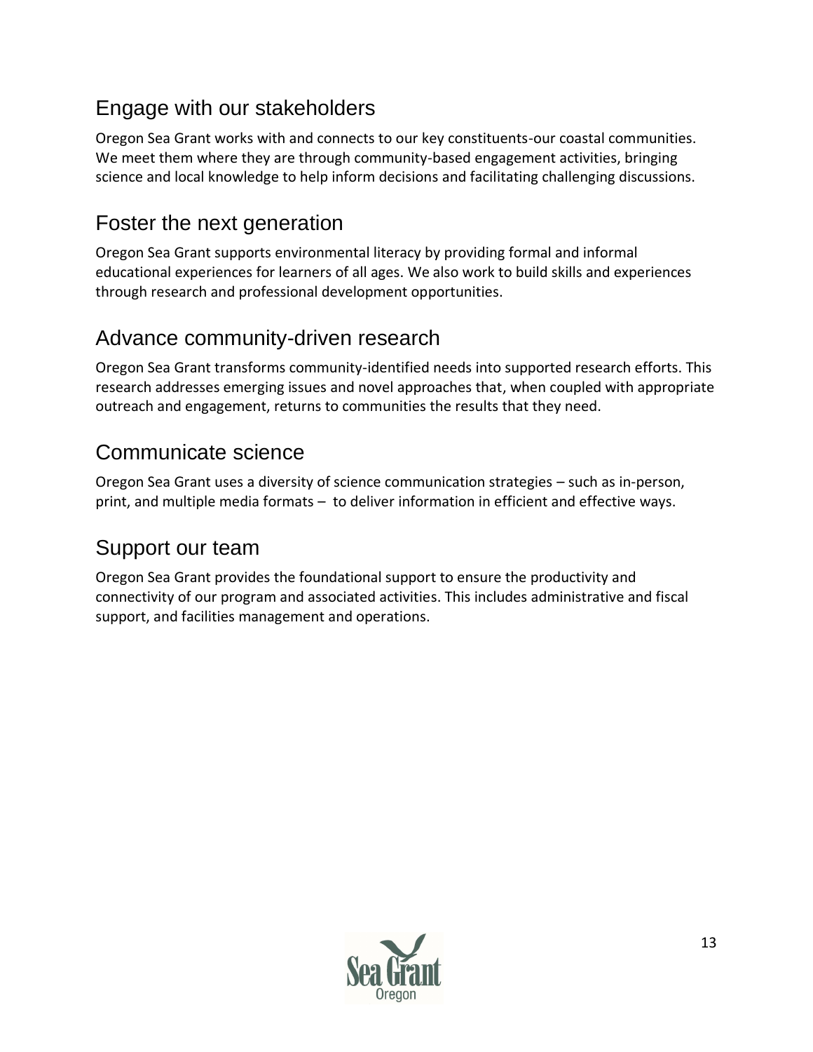## Engage with our stakeholders

Oregon Sea Grant works with and connects to our key constituents-our coastal communities. We meet them where they are through community-based engagement activities, bringing science and local knowledge to help inform decisions and facilitating challenging discussions.

## Foster the next generation

Oregon Sea Grant supports environmental literacy by providing formal and informal educational experiences for learners of all ages. We also work to build skills and experiences through research and professional development opportunities.

## Advance community-driven research

Oregon Sea Grant transforms community-identified needs into supported research efforts. This research addresses emerging issues and novel approaches that, when coupled with appropriate outreach and engagement, returns to communities the results that they need.

## Communicate science

Oregon Sea Grant uses a diversity of science communication strategies – such as in-person, print, and multiple media formats – to deliver information in efficient and effective ways.

## Support our team

Oregon Sea Grant provides the foundational support to ensure the productivity and connectivity of our program and associated activities. This includes administrative and fiscal support, and facilities management and operations.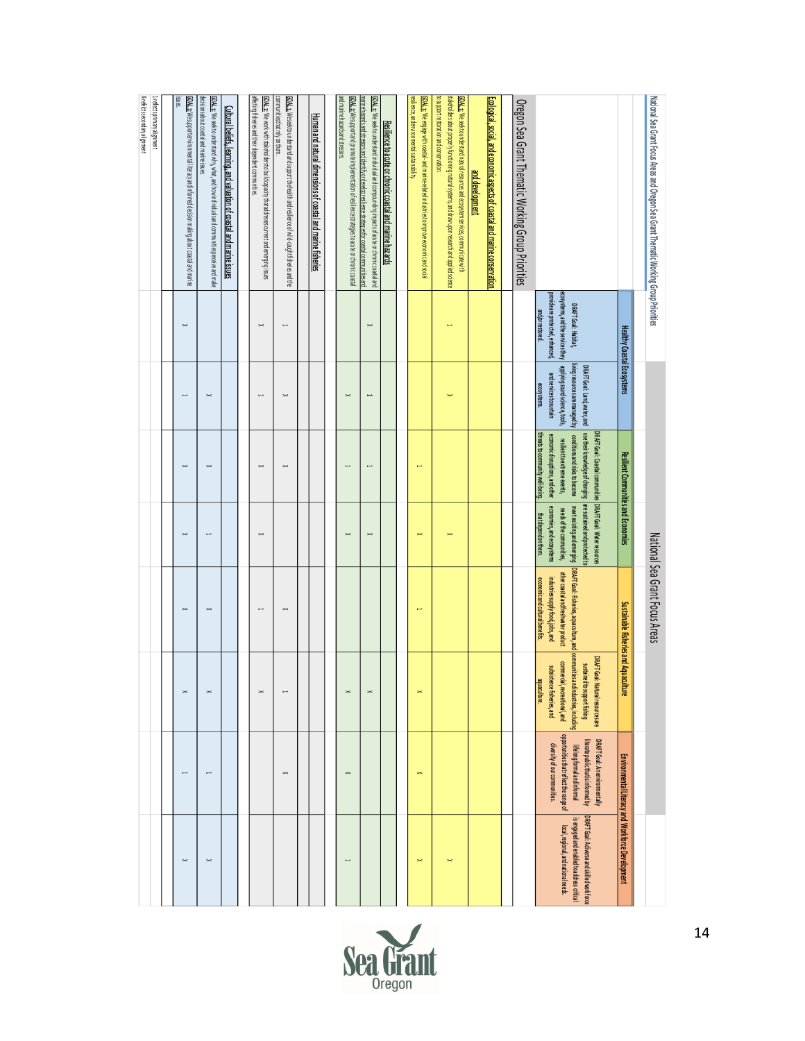National Sea Grant Focus Areas and Oregon Sea Grant Thematic Working Group Priorities

| Oregon Sea Grant Thematic Working Group Priorities | National Sea Grant Focus Areas | | | | | | | |
|---|---|---|---|---|---|---|---|---|
| | Healthy Coastal Ecosystems | | Resilient Communities and Economies | | Sustainable Fisheries and Aquaculture | | Environmental Literacy and Workforce Development | |
| | DRAFT Goal: Habitat, ecosystems, and the services they provide are protected, enhanced, and/or restored. | DRAFT Goal: Land, water, and living resources are managed by applying sound science, tools, and services to sustain ecosystems. | DRAFT Goal: Coastal communities use their knowledge of changing conditions and risks to become resilient to extreme events, economic disruptions, and other threats to community well-being. | DRAFT Goal: Water resources are sustained and protected to meet existing and emerging needs of the communities, economies, and ecosystems that depend on them. | DRAFT Goal: Fisheries, aquaculture, and other coastal and freshwater product industries supply food, jobs, and economic and cultural benefits. | DRAFT Goal: Natural resources are sustained to support fishing communities and industries, including commercial, recreational, and subsistence fisheries, and aquaculture. | DRAFT Goal: An environmentally literate public that is informed by lifelong formal and informal opportunities that reflect the range of diversity of our communities. | DRAFT Goal: A diverse and skilled workforce is engaged and enabled to address critical local, regional, and national needs. |
| **Ecological, social, and economic aspects of coastal and marine conservation and development** | | | | | | | | |
| **GOAL 1:** We seek to understand natural resources and ecosystem services, communicate with stakeholders about properly functioning natural systems, and draw upon research and applied science to support restoration and conservation. | 1 | x | | x | | | | x |
| **GOAL 2:** We engage with coastal- and marine-related industries to improve economic and social resilience, and environmental sustainability. | | | 1 | x | 1 | x | x | x |
| **Resilience to acute or chronic coastal and marine hazards** | | | | | | | | |
| **GOAL 1:** We seek to understand individual and compounding impacts of acute or chronic coastal and marine hazards and stressors and identify/develop resilience strategies for coastal communities and ecosystems. | x | 1 | 1 | x | | x | | |
| **GOAL 2:** We support and promote implementation of resilience strategies to acute or chronic coastal and marine hazards and stressors. | | x | 1 | x | | x | x | 1 |
| **Human and natural dimensions of coastal and marine fisheries** | | | | | | | | |
| **GOAL 1:** We seek to understand and support the health and resilience of wild-caught fisheries and the communities that rely on them. | 1 | x | x | x | x | 1 | x | |
| **GOAL 2:** We work with stakeholders to build capacity that addresses current and emerging issues affecting fisheries and their dependent communities. | x | 1 | x | x | 1 | x | | |
| **Cultural beliefs, learning, and valuation of coastal and marine issues** | | | | | | | | |
| **GOAL 1:** We seek to understand why, what, and how individuals and communities perceive and make decisions about coastal and marine issues. | | x | x | 1 | x | x | 1 | x |
| **GOAL 2:** We support environmental literacy and informed decision making about coastal and marine issues. | x | 1 | x | x | x | x | 1 | x |

1 reflects primary alignment
X reflects secondary alignment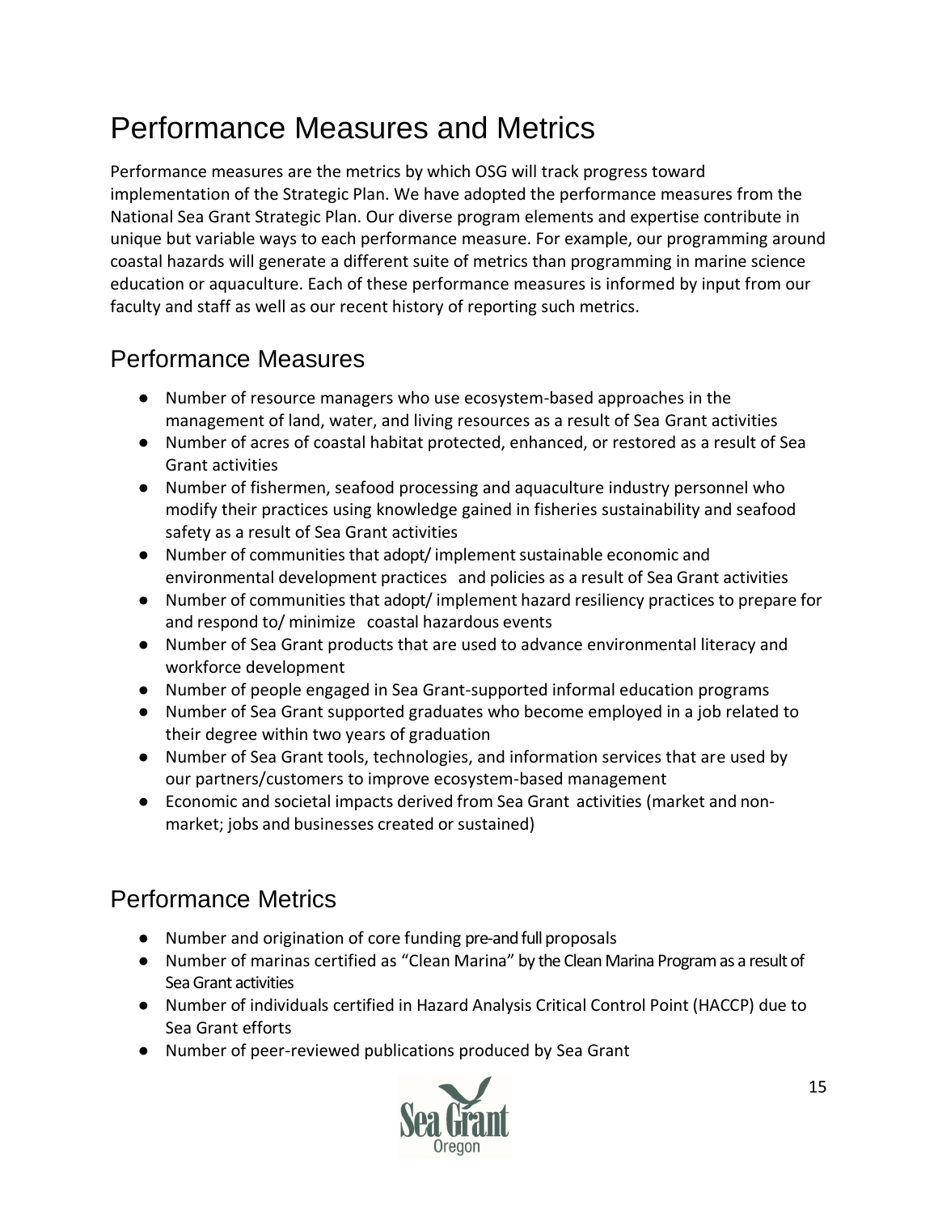# Performance Measures and Metrics

Performance measures are the metrics by which OSG will track progress toward implementation of the Strategic Plan. We have adopted the performance measures from the National Sea Grant Strategic Plan. Our diverse program elements and expertise contribute in unique but variable ways to each performance measure. For example, our programming around coastal hazards will generate a different suite of metrics than programming in marine science education or aquaculture. Each of these performance measures is informed by input from our faculty and staff as well as our recent history of reporting such metrics.

## Performance Measures

- Number of resource managers who use ecosystem-based approaches in the management of land, water, and living resources as a result of Sea Grant activities
- Number of acres of coastal habitat protected, enhanced, or restored as a result of Sea Grant activities
- Number of fishermen, seafood processing and aquaculture industry personnel who modify their practices using knowledge gained in fisheries sustainability and seafood safety as a result of Sea Grant activities
- Number of communities that adopt/ implement sustainable economic and environmental development practices and policies as a result of Sea Grant activities
- Number of communities that adopt/ implement hazard resiliency practices to prepare for and respond to/ minimize coastal hazardous events
- Number of Sea Grant products that are used to advance environmental literacy and workforce development
- Number of people engaged in Sea Grant-supported informal education programs
- Number of Sea Grant supported graduates who become employed in a job related to their degree within two years of graduation
- Number of Sea Grant tools, technologies, and information services that are used by our partners/customers to improve ecosystem-based management
- Economic and societal impacts derived from Sea Grant activities (market and non-market; jobs and businesses created or sustained)

## Performance Metrics

- Number and origination of core funding pre-and full proposals
- Number of marinas certified as "Clean Marina" by the Clean Marina Program as a result of Sea Grant activities
- Number of individuals certified in Hazard Analysis Critical Control Point (HACCP) due to Sea Grant efforts
- Number of peer-reviewed publications produced by Sea Grant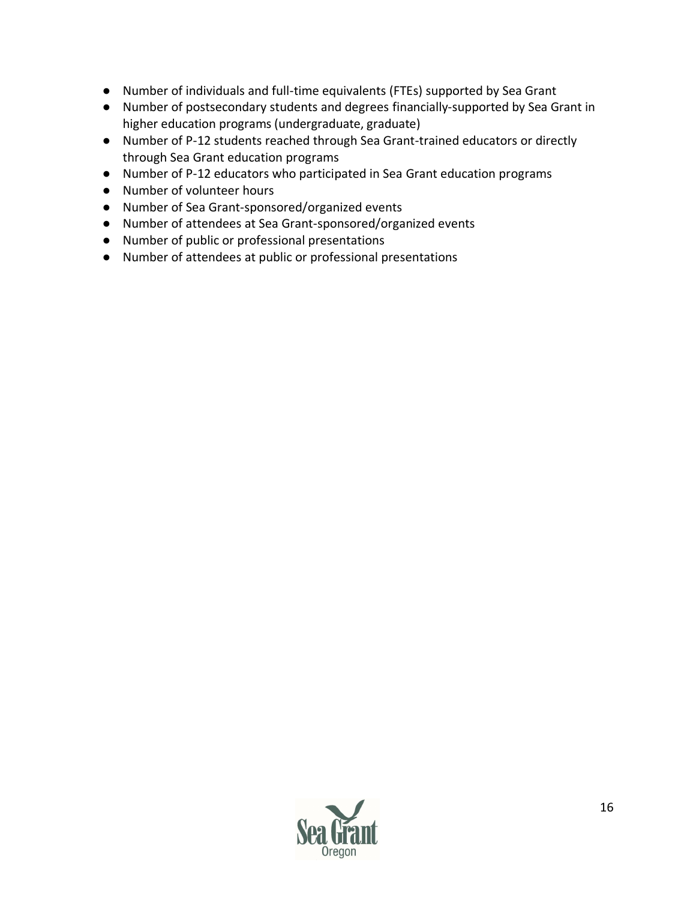- Number of individuals and full-time equivalents (FTEs) supported by Sea Grant
- Number of postsecondary students and degrees financially-supported by Sea Grant in higher education programs (undergraduate, graduate)
- Number of P-12 students reached through Sea Grant-trained educators or directly through Sea Grant education programs
- Number of P-12 educators who participated in Sea Grant education programs
- Number of volunteer hours
- Number of Sea Grant-sponsored/organized events
- Number of attendees at Sea Grant-sponsored/organized events
- Number of public or professional presentations
- Number of attendees at public or professional presentations